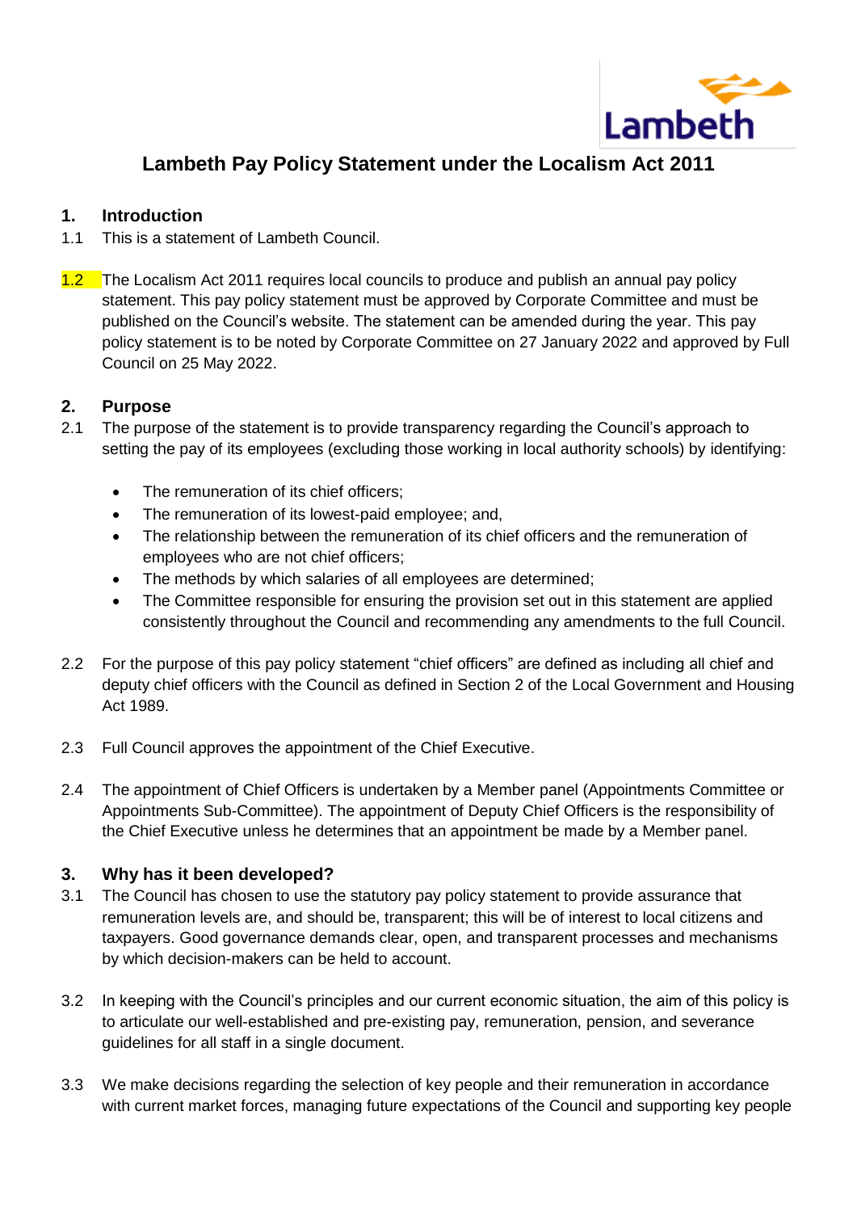# Lambeth Pay Policy Statement under the Localism Act 2011

## 1. Introduction

1.1 This is a statement of Lambeth Council.

1.2 The Localism Act 2011 requires local councils to produce and publish an annual pay policy statement. This pay policy statement must be approved by Corporate Committee and must be published on the Council's website. The statement can be amended during the year. This pay policy statement is to be noted by Corporate Committee on 27 January 2022 and approved by Full Council on 25 May 2022.

## 2. Purpose

2.1 The purpose of the statement is to provide transparency regarding the Council's approach to setting the pay of its employees (excluding those working in local authority schools) by identifying:

- The remuneration of its chief officers;
- The remuneration of its lowest-paid employee; and,
- The relationship between the remuneration of its chief officers and the remuneration of employees who are not chief officers;
- The methods by which salaries of all employees are determined;
- The Committee responsible for ensuring the provision set out in this statement are applied consistently throughout the Council and recommending any amendments to the full Council.

2.2 For the purpose of this pay policy statement "chief officers" are defined as including all chief and deputy chief officers with the Council as defined in Section 2 of the Local Government and Housing Act 1989.

2.3 Full Council approves the appointment of the Chief Executive.

2.4 The appointment of Chief Officers is undertaken by a Member panel (Appointments Committee or Appointments Sub-Committee). The appointment of Deputy Chief Officers is the responsibility of the Chief Executive unless he determines that an appointment be made by a Member panel.

## 3. Why has it been developed?

3.1 The Council has chosen to use the statutory pay policy statement to provide assurance that remuneration levels are, and should be, transparent; this will be of interest to local citizens and taxpayers. Good governance demands clear, open, and transparent processes and mechanisms by which decision-makers can be held to account.

3.2 In keeping with the Council's principles and our current economic situation, the aim of this policy is to articulate our well-established and pre-existing pay, remuneration, pension, and severance guidelines for all staff in a single document.

3.3 We make decisions regarding the selection of key people and their remuneration in accordance with current market forces, managing future expectations of the Council and supporting key people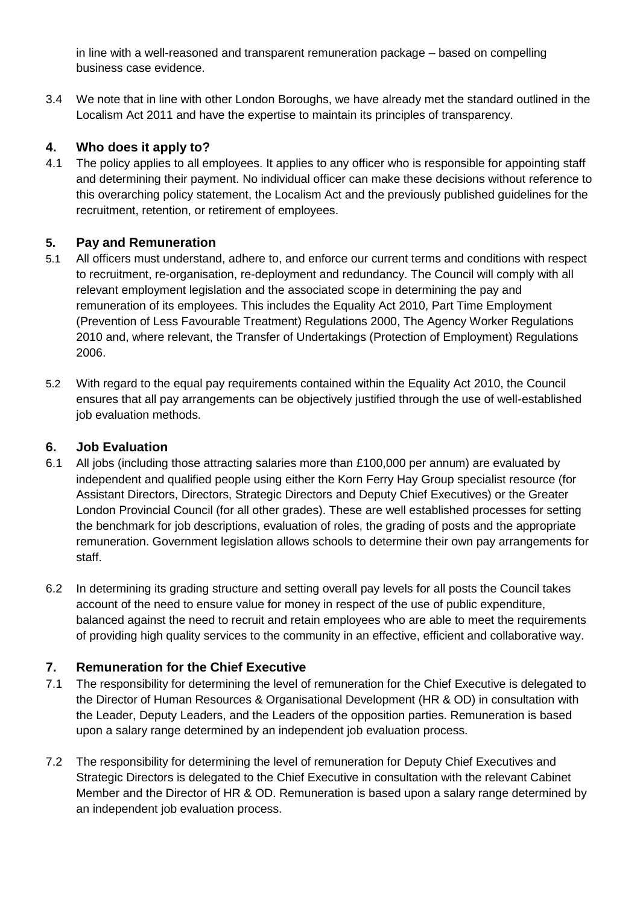in line with a well-reasoned and transparent remuneration package – based on compelling business case evidence.

3.4 We note that in line with other London Boroughs, we have already met the standard outlined in the Localism Act 2011 and have the expertise to maintain its principles of transparency.

## 4. Who does it apply to?

4.1 The policy applies to all employees. It applies to any officer who is responsible for appointing staff and determining their payment. No individual officer can make these decisions without reference to this overarching policy statement, the Localism Act and the previously published guidelines for the recruitment, retention, or retirement of employees.

## 5. Pay and Remuneration

5.1 All officers must understand, adhere to, and enforce our current terms and conditions with respect to recruitment, re-organisation, re-deployment and redundancy. The Council will comply with all relevant employment legislation and the associated scope in determining the pay and remuneration of its employees. This includes the Equality Act 2010, Part Time Employment (Prevention of Less Favourable Treatment) Regulations 2000, The Agency Worker Regulations 2010 and, where relevant, the Transfer of Undertakings (Protection of Employment) Regulations 2006.

5.2 With regard to the equal pay requirements contained within the Equality Act 2010, the Council ensures that all pay arrangements can be objectively justified through the use of well-established job evaluation methods.

## 6. Job Evaluation

6.1 All jobs (including those attracting salaries more than £100,000 per annum) are evaluated by independent and qualified people using either the Korn Ferry Hay Group specialist resource (for Assistant Directors, Directors, Strategic Directors and Deputy Chief Executives) or the Greater London Provincial Council (for all other grades). These are well established processes for setting the benchmark for job descriptions, evaluation of roles, the grading of posts and the appropriate remuneration. Government legislation allows schools to determine their own pay arrangements for staff.

6.2 In determining its grading structure and setting overall pay levels for all posts the Council takes account of the need to ensure value for money in respect of the use of public expenditure, balanced against the need to recruit and retain employees who are able to meet the requirements of providing high quality services to the community in an effective, efficient and collaborative way.

## 7. Remuneration for the Chief Executive

7.1 The responsibility for determining the level of remuneration for the Chief Executive is delegated to the Director of Human Resources & Organisational Development (HR & OD) in consultation with the Leader, Deputy Leaders, and the Leaders of the opposition parties. Remuneration is based upon a salary range determined by an independent job evaluation process.

7.2 The responsibility for determining the level of remuneration for Deputy Chief Executives and Strategic Directors is delegated to the Chief Executive in consultation with the relevant Cabinet Member and the Director of HR & OD. Remuneration is based upon a salary range determined by an independent job evaluation process.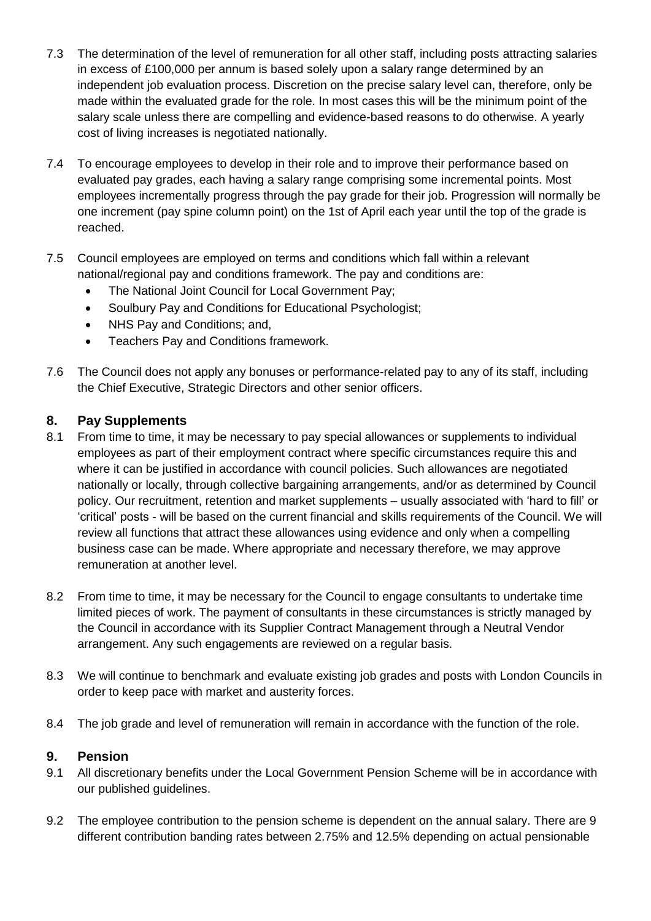7.3 The determination of the level of remuneration for all other staff, including posts attracting salaries in excess of £100,000 per annum is based solely upon a salary range determined by an independent job evaluation process. Discretion on the precise salary level can, therefore, only be made within the evaluated grade for the role. In most cases this will be the minimum point of the salary scale unless there are compelling and evidence-based reasons to do otherwise. A yearly cost of living increases is negotiated nationally.

7.4 To encourage employees to develop in their role and to improve their performance based on evaluated pay grades, each having a salary range comprising some incremental points. Most employees incrementally progress through the pay grade for their job. Progression will normally be one increment (pay spine column point) on the 1st of April each year until the top of the grade is reached.

7.5 Council employees are employed on terms and conditions which fall within a relevant national/regional pay and conditions framework. The pay and conditions are:

- The National Joint Council for Local Government Pay;
- Soulbury Pay and Conditions for Educational Psychologist;
- NHS Pay and Conditions; and,
- Teachers Pay and Conditions framework.

7.6 The Council does not apply any bonuses or performance-related pay to any of its staff, including the Chief Executive, Strategic Directors and other senior officers.

## 8. Pay Supplements

8.1 From time to time, it may be necessary to pay special allowances or supplements to individual employees as part of their employment contract where specific circumstances require this and where it can be justified in accordance with council policies. Such allowances are negotiated nationally or locally, through collective bargaining arrangements, and/or as determined by Council policy. Our recruitment, retention and market supplements – usually associated with 'hard to fill' or 'critical' posts - will be based on the current financial and skills requirements of the Council. We will review all functions that attract these allowances using evidence and only when a compelling business case can be made. Where appropriate and necessary therefore, we may approve remuneration at another level.

8.2 From time to time, it may be necessary for the Council to engage consultants to undertake time limited pieces of work. The payment of consultants in these circumstances is strictly managed by the Council in accordance with its Supplier Contract Management through a Neutral Vendor arrangement. Any such engagements are reviewed on a regular basis.

8.3 We will continue to benchmark and evaluate existing job grades and posts with London Councils in order to keep pace with market and austerity forces.

8.4 The job grade and level of remuneration will remain in accordance with the function of the role.

## 9. Pension

9.1 All discretionary benefits under the Local Government Pension Scheme will be in accordance with our published guidelines.

9.2 The employee contribution to the pension scheme is dependent on the annual salary. There are 9 different contribution banding rates between 2.75% and 12.5% depending on actual pensionable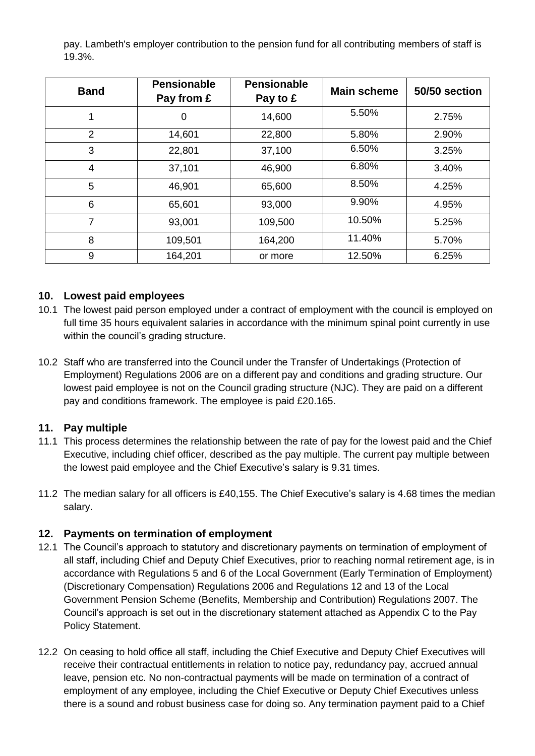pay. Lambeth's employer contribution to the pension fund for all contributing members of staff is 19.3%.

| Band | Pensionable Pay from £ | Pensionable Pay to £ | Main scheme | 50/50 section |
|---|---|---|---|---|
| 1 | 0 | 14,600 | 5.50% | 2.75% |
| 2 | 14,601 | 22,800 | 5.80% | 2.90% |
| 3 | 22,801 | 37,100 | 6.50% | 3.25% |
| 4 | 37,101 | 46,900 | 6.80% | 3.40% |
| 5 | 46,901 | 65,600 | 8.50% | 4.25% |
| 6 | 65,601 | 93,000 | 9.90% | 4.95% |
| 7 | 93,001 | 109,500 | 10.50% | 5.25% |
| 8 | 109,501 | 164,200 | 11.40% | 5.70% |
| 9 | 164,201 | or more | 12.50% | 6.25% |

## 10. Lowest paid employees

10.1 The lowest paid person employed under a contract of employment with the council is employed on full time 35 hours equivalent salaries in accordance with the minimum spinal point currently in use within the council's grading structure.

10.2 Staff who are transferred into the Council under the Transfer of Undertakings (Protection of Employment) Regulations 2006 are on a different pay and conditions and grading structure. Our lowest paid employee is not on the Council grading structure (NJC). They are paid on a different pay and conditions framework. The employee is paid £20.165.

## 11. Pay multiple

11.1 This process determines the relationship between the rate of pay for the lowest paid and the Chief Executive, including chief officer, described as the pay multiple. The current pay multiple between the lowest paid employee and the Chief Executive's salary is 9.31 times.

11.2 The median salary for all officers is £40,155. The Chief Executive's salary is 4.68 times the median salary.

## 12. Payments on termination of employment

12.1 The Council's approach to statutory and discretionary payments on termination of employment of all staff, including Chief and Deputy Chief Executives, prior to reaching normal retirement age, is in accordance with Regulations 5 and 6 of the Local Government (Early Termination of Employment) (Discretionary Compensation) Regulations 2006 and Regulations 12 and 13 of the Local Government Pension Scheme (Benefits, Membership and Contribution) Regulations 2007. The Council's approach is set out in the discretionary statement attached as Appendix C to the Pay Policy Statement.

12.2 On ceasing to hold office all staff, including the Chief Executive and Deputy Chief Executives will receive their contractual entitlements in relation to notice pay, redundancy pay, accrued annual leave, pension etc. No non-contractual payments will be made on termination of a contract of employment of any employee, including the Chief Executive or Deputy Chief Executives unless there is a sound and robust business case for doing so. Any termination payment paid to a Chief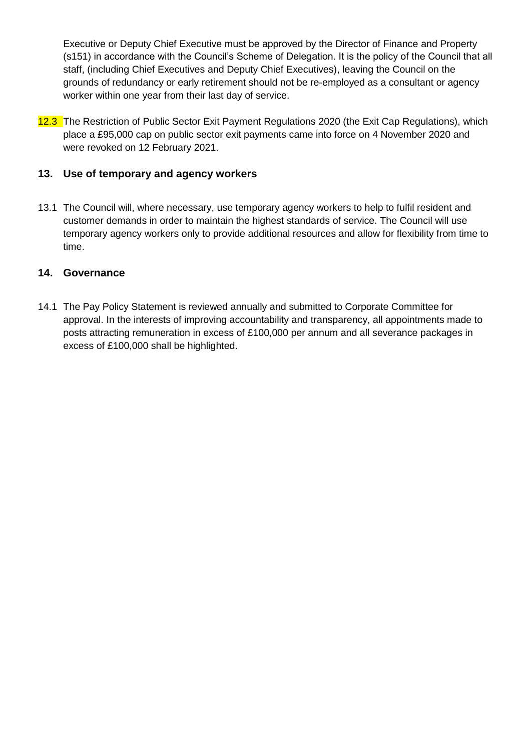Executive or Deputy Chief Executive must be approved by the Director of Finance and Property (s151) in accordance with the Council's Scheme of Delegation. It is the policy of the Council that all staff, (including Chief Executives and Deputy Chief Executives), leaving the Council on the grounds of redundancy or early retirement should not be re-employed as a consultant or agency worker within one year from their last day of service.

12.3 The Restriction of Public Sector Exit Payment Regulations 2020 (the Exit Cap Regulations), which place a £95,000 cap on public sector exit payments came into force on 4 November 2020 and were revoked on 12 February 2021.

## 13. Use of temporary and agency workers

13.1 The Council will, where necessary, use temporary agency workers to help to fulfil resident and customer demands in order to maintain the highest standards of service. The Council will use temporary agency workers only to provide additional resources and allow for flexibility from time to time.

## 14. Governance

14.1 The Pay Policy Statement is reviewed annually and submitted to Corporate Committee for approval. In the interests of improving accountability and transparency, all appointments made to posts attracting remuneration in excess of £100,000 per annum and all severance packages in excess of £100,000 shall be highlighted.